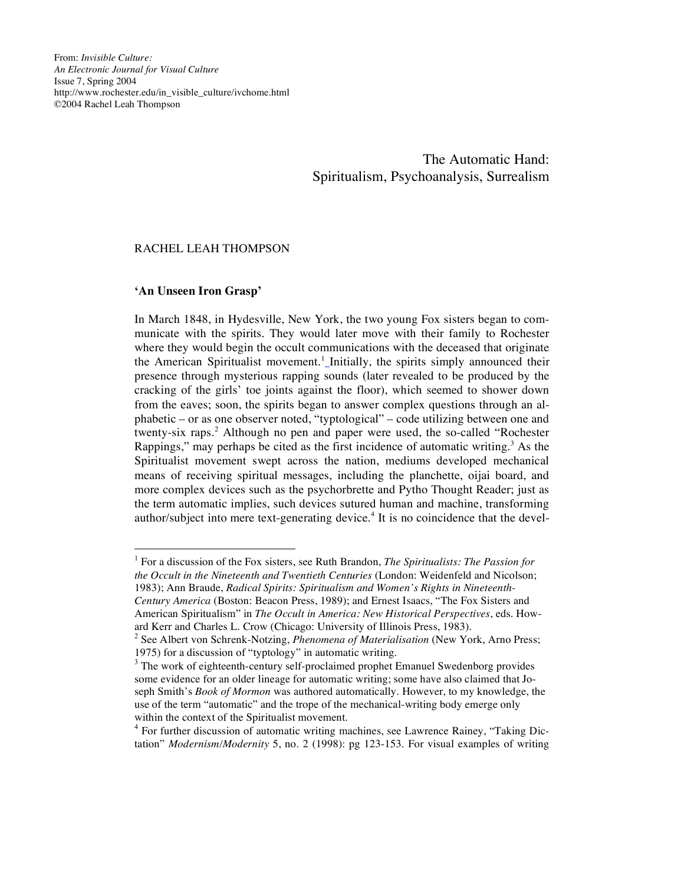From: *Invisible Culture: An Electronic Journal for Visual Culture*
Issue 7, Spring 2004
http://www.rochester.edu/in_visible_culture/ivchome.html
©2004 Rachel Leah Thompson

# The Automatic Hand: Spiritualism, Psychoanalysis, Surrealism

RACHEL LEAH THOMPSON

**'An Unseen Iron Grasp'**

In March 1848, in Hydesville, New York, the two young Fox sisters began to communicate with the spirits. They would later move with their family to Rochester where they would begin the occult communications with the deceased that originate the American Spiritualist movement.[1] Initially, the spirits simply announced their presence through mysterious rapping sounds (later revealed to be produced by the cracking of the girls' toe joints against the floor), which seemed to shower down from the eaves; soon, the spirits began to answer complex questions through an alphabetic – or as one observer noted, "typtological" – code utilizing between one and twenty-six raps.[2] Although no pen and paper were used, the so-called "Rochester Rappings," may perhaps be cited as the first incidence of automatic writing.[3] As the Spiritualist movement swept across the nation, mediums developed mechanical means of receiving spiritual messages, including the planchette, oijai board, and more complex devices such as the psychorbrette and Pytho Thought Reader; just as the term automatic implies, such devices sutured human and machine, transforming author/subject into mere text-generating device.[4] It is no coincidence that the devel-

---

[1] For a discussion of the Fox sisters, see Ruth Brandon, *The Spiritualists: The Passion for the Occult in the Nineteenth and Twentieth Centuries* (London: Weidenfeld and Nicolson; 1983); Ann Braude, *Radical Spirits: Spiritualism and Women's Rights in Nineteenth-Century America* (Boston: Beacon Press, 1989); and Ernest Isaacs, "The Fox Sisters and American Spiritualism" in *The Occult in America: New Historical Perspectives*, eds. Howard Kerr and Charles L. Crow (Chicago: University of Illinois Press, 1983).

[2] See Albert von Schrenk-Notzing, *Phenomena of Materialisation* (New York, Arno Press; 1975) for a discussion of "typtology" in automatic writing.

[3] The work of eighteenth-century self-proclaimed prophet Emanuel Swedenborg provides some evidence for an older lineage for automatic writing; some have also claimed that Joseph Smith's *Book of Mormon* was authored automatically. However, to my knowledge, the use of the term "automatic" and the trope of the mechanical-writing body emerge only within the context of the Spiritualist movement.

[4] For further discussion of automatic writing machines, see Lawrence Rainey, "Taking Dictation" *Modernism/Modernity* 5, no. 2 (1998): pg 123-153. For visual examples of writing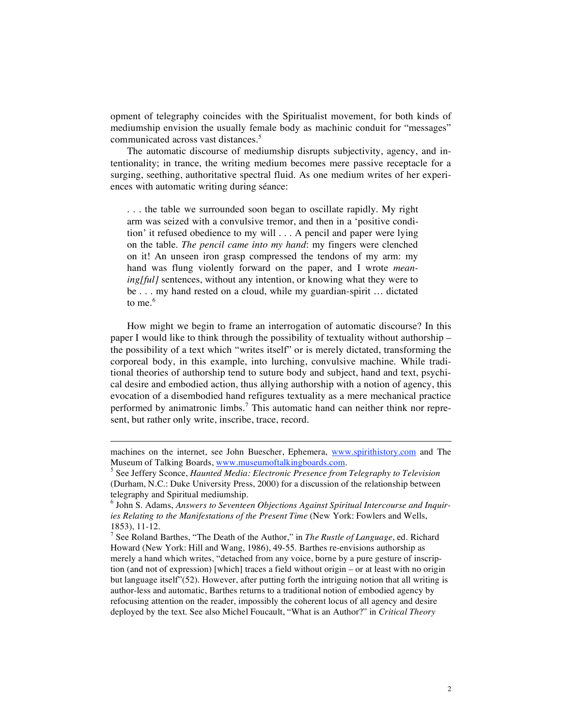opment of telegraphy coincides with the Spiritualist movement, for both kinds of mediumship envision the usually female body as machinic conduit for "messages" communicated across vast distances.[5]

The automatic discourse of mediumship disrupts subjectivity, agency, and intentionality; in trance, the writing medium becomes mere passive receptacle for a surging, seething, authoritative spectral fluid. As one medium writes of her experiences with automatic writing during séance:

> . . . the table we surrounded soon began to oscillate rapidly. My right arm was seized with a convulsive tremor, and then in a 'positive condition' it refused obedience to my will . . . A pencil and paper were lying on the table. *The pencil came into my hand*: my fingers were clenched on it! An unseen iron grasp compressed the tendons of my arm: my hand was flung violently forward on the paper, and I wrote *meaning[ful]* sentences, without any intention, or knowing what they were to be . . . my hand rested on a cloud, while my guardian-spirit … dictated to me.[6]

How might we begin to frame an interrogation of automatic discourse? In this paper I would like to think through the possibility of textuality without authorship – the possibility of a text which "writes itself" or is merely dictated, transforming the corporeal body, in this example, into lurching, convulsive machine. While traditional theories of authorship tend to suture body and subject, hand and text, psychical desire and embodied action, thus allying authorship with a notion of agency, this evocation of a disembodied hand refigures textuality as a mere mechanical practice performed by animatronic limbs.[7] This automatic hand can neither think nor represent, but rather only write, inscribe, trace, record.

---

machines on the internet, see John Buescher, Ephemera, www.spirithistory.com and The Museum of Talking Boards, www.museumoftalkingboards.com.

[5] See Jeffery Sconce, *Haunted Media: Electronic Presence from Telegraphy to Television* (Durham, N.C.: Duke University Press, 2000) for a discussion of the relationship between telegraphy and Spiritual mediumship.

[6] John S. Adams, *Answers to Seventeen Objections Against Spiritual Intercourse and Inquiries Relating to the Manifestations of the Present Time* (New York: Fowlers and Wells, 1853), 11-12.

[7] See Roland Barthes, "The Death of the Author," in *The Rustle of Language*, ed. Richard Howard (New York: Hill and Wang, 1986), 49-55. Barthes re-envisions authorship as merely a hand which writes, "detached from any voice, borne by a pure gesture of inscription (and not of expression) [which] traces a field without origin – or at least with no origin but language itself"(52). However, after putting forth the intriguing notion that all writing is author-less and automatic, Barthes returns to a traditional notion of embodied agency by refocusing attention on the reader, impossibly the coherent locus of all agency and desire deployed by the text. See also Michel Foucault, "What is an Author?" in *Critical Theory*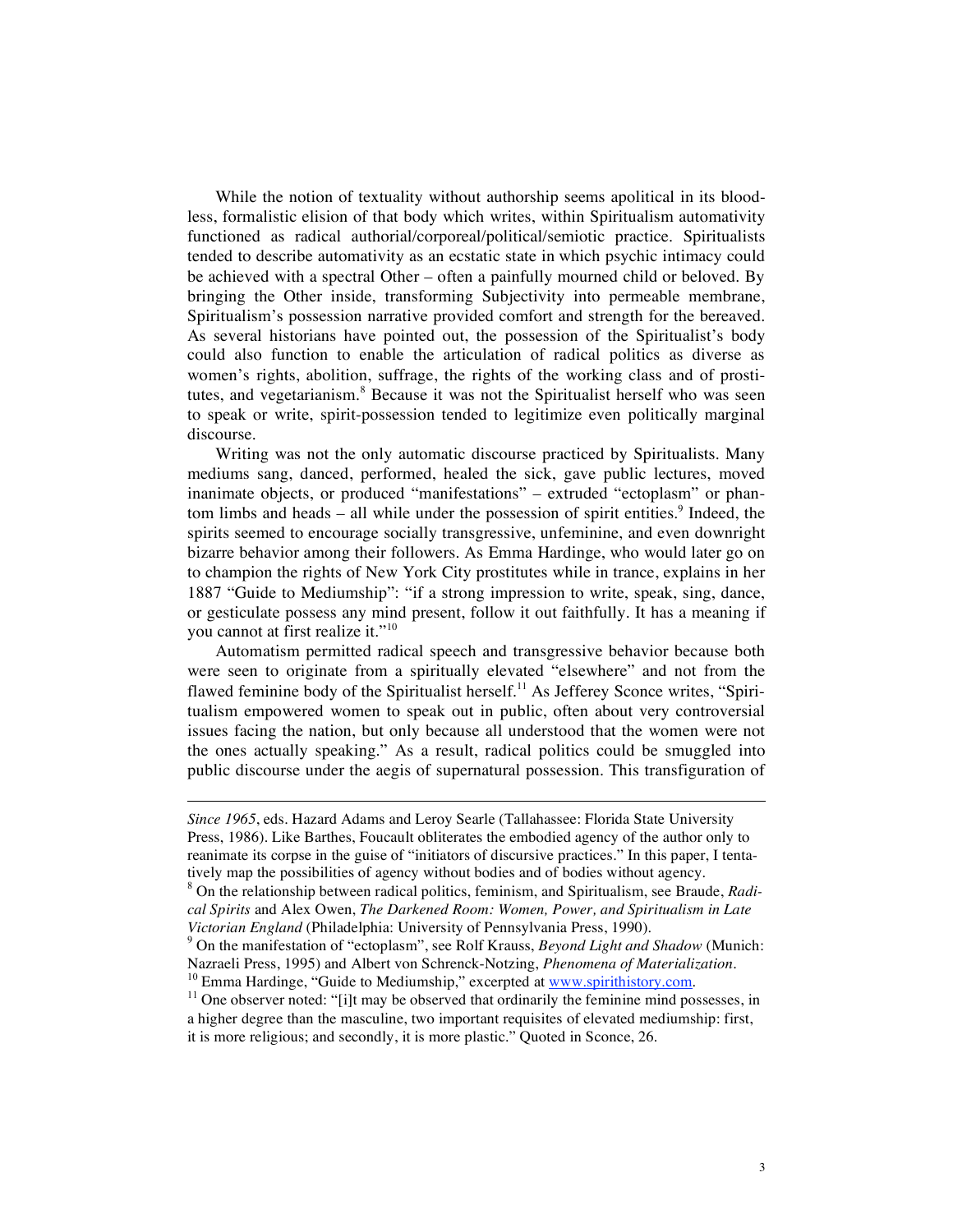While the notion of textuality without authorship seems apolitical in its bloodless, formalistic elision of that body which writes, within Spiritualism automativity functioned as radical authorial/corporeal/political/semiotic practice. Spiritualists tended to describe automativity as an ecstatic state in which psychic intimacy could be achieved with a spectral Other – often a painfully mourned child or beloved. By bringing the Other inside, transforming Subjectivity into permeable membrane, Spiritualism's possession narrative provided comfort and strength for the bereaved. As several historians have pointed out, the possession of the Spiritualist's body could also function to enable the articulation of radical politics as diverse as women's rights, abolition, suffrage, the rights of the working class and of prostitutes, and vegetarianism.[8] Because it was not the Spiritualist herself who was seen to speak or write, spirit-possession tended to legitimize even politically marginal discourse.

Writing was not the only automatic discourse practiced by Spiritualists. Many mediums sang, danced, performed, healed the sick, gave public lectures, moved inanimate objects, or produced "manifestations" – extruded "ectoplasm" or phantom limbs and heads – all while under the possession of spirit entities.[9] Indeed, the spirits seemed to encourage socially transgressive, unfeminine, and even downright bizarre behavior among their followers. As Emma Hardinge, who would later go on to champion the rights of New York City prostitutes while in trance, explains in her 1887 "Guide to Mediumship": "if a strong impression to write, speak, sing, dance, or gesticulate possess any mind present, follow it out faithfully. It has a meaning if you cannot at first realize it."[10]

Automatism permitted radical speech and transgressive behavior because both were seen to originate from a spiritually elevated "elsewhere" and not from the flawed feminine body of the Spiritualist herself.[11] As Jefferey Sconce writes, "Spiritualism empowered women to speak out in public, often about very controversial issues facing the nation, but only because all understood that the women were not the ones actually speaking." As a result, radical politics could be smuggled into public discourse under the aegis of supernatural possession. This transfiguration of

---

*Since 1965*, eds. Hazard Adams and Leroy Searle (Tallahassee: Florida State University Press, 1986). Like Barthes, Foucault obliterates the embodied agency of the author only to reanimate its corpse in the guise of "initiators of discursive practices." In this paper, I tentatively map the possibilities of agency without bodies and of bodies without agency.

[8] On the relationship between radical politics, feminism, and Spiritualism, see Braude, *Radical Spirits* and Alex Owen, *The Darkened Room: Women, Power, and Spiritualism in Late Victorian England* (Philadelphia: University of Pennsylvania Press, 1990).

[9] On the manifestation of "ectoplasm", see Rolf Krauss, *Beyond Light and Shadow* (Munich: Nazraeli Press, 1995) and Albert von Schrenck-Notzing, *Phenomena of Materialization*.

[10] Emma Hardinge, "Guide to Mediumship," excerpted at www.spirithistory.com.

[11] One observer noted: "[i]t may be observed that ordinarily the feminine mind possesses, in a higher degree than the masculine, two important requisites of elevated mediumship: first, it is more religious; and secondly, it is more plastic." Quoted in Sconce, 26.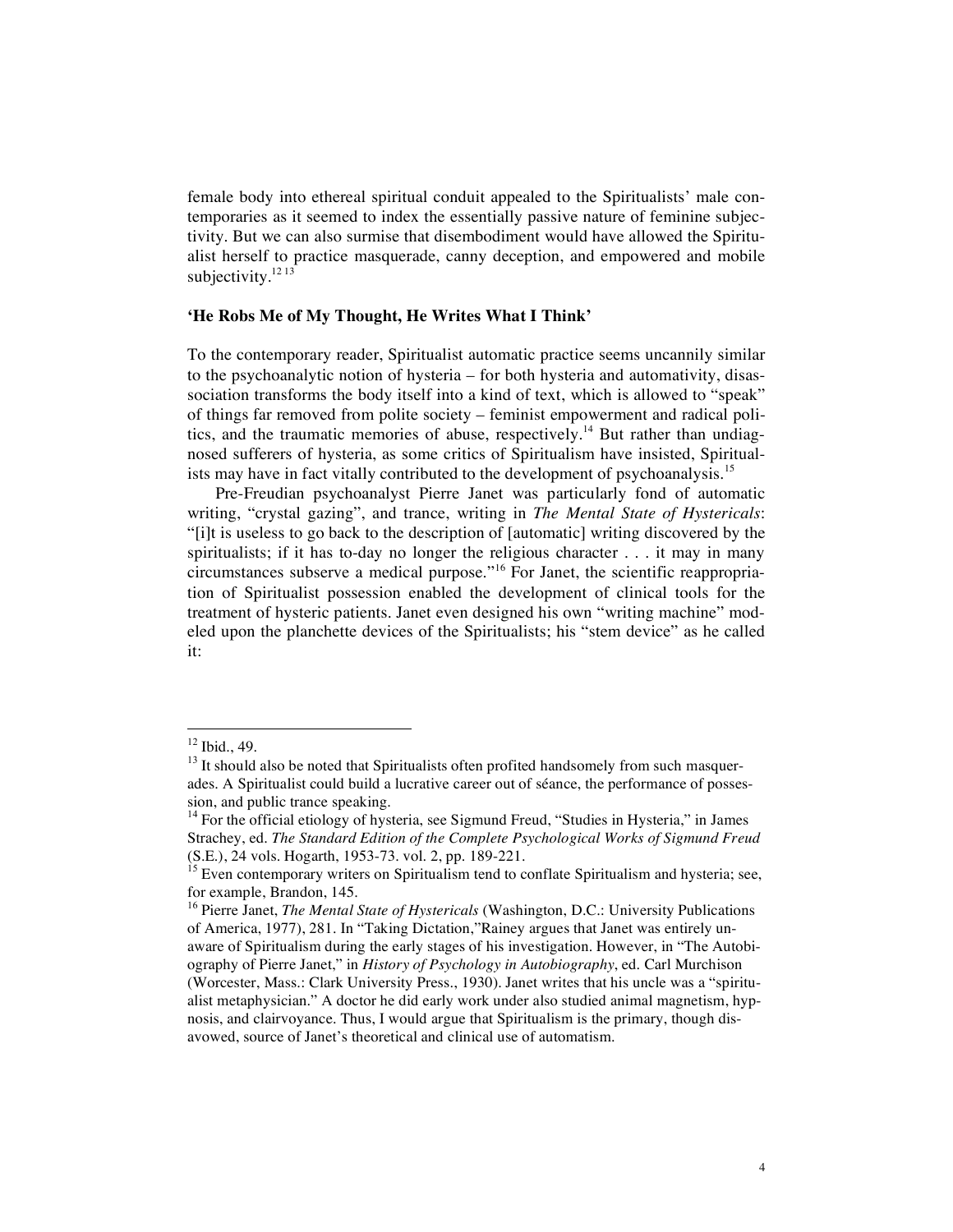female body into ethereal spiritual conduit appealed to the Spiritualists' male contemporaries as it seemed to index the essentially passive nature of feminine subjectivity. But we can also surmise that disembodiment would have allowed the Spiritualist herself to practice masquerade, canny deception, and empowered and mobile subjectivity.[12 13]

### 'He Robs Me of My Thought, He Writes What I Think'

To the contemporary reader, Spiritualist automatic practice seems uncannily similar to the psychoanalytic notion of hysteria – for both hysteria and automativity, disassociation transforms the body itself into a kind of text, which is allowed to "speak" of things far removed from polite society – feminist empowerment and radical politics, and the traumatic memories of abuse, respectively.[14] But rather than undiagnosed sufferers of hysteria, as some critics of Spiritualism have insisted, Spiritualists may have in fact vitally contributed to the development of psychoanalysis.[15]

Pre-Freudian psychoanalyst Pierre Janet was particularly fond of automatic writing, "crystal gazing", and trance, writing in *The Mental State of Hystericals*: "[i]t is useless to go back to the description of [automatic] writing discovered by the spiritualists; if it has to-day no longer the religious character . . . it may in many circumstances subserve a medical purpose."[16] For Janet, the scientific reappropriation of Spiritualist possession enabled the development of clinical tools for the treatment of hysteric patients. Janet even designed his own "writing machine" modeled upon the planchette devices of the Spiritualists; his "stem device" as he called it:

---

[12] Ibid., 49.

[13] It should also be noted that Spiritualists often profited handsomely from such masquerades. A Spiritualist could build a lucrative career out of séance, the performance of possession, and public trance speaking.

[14] For the official etiology of hysteria, see Sigmund Freud, "Studies in Hysteria," in James Strachey, ed. *The Standard Edition of the Complete Psychological Works of Sigmund Freud* (S.E.), 24 vols. Hogarth, 1953-73. vol. 2, pp. 189-221.

[15] Even contemporary writers on Spiritualism tend to conflate Spiritualism and hysteria; see, for example, Brandon, 145.

[16] Pierre Janet, *The Mental State of Hystericals* (Washington, D.C.: University Publications of America, 1977), 281. In "Taking Dictation,"Rainey argues that Janet was entirely unaware of Spiritualism during the early stages of his investigation. However, in "The Autobiography of Pierre Janet," in *History of Psychology in Autobiography*, ed. Carl Murchison (Worcester, Mass.: Clark University Press., 1930). Janet writes that his uncle was a "spiritualist metaphysician." A doctor he did early work under also studied animal magnetism, hypnosis, and clairvoyance. Thus, I would argue that Spiritualism is the primary, though disavowed, source of Janet's theoretical and clinical use of automatism.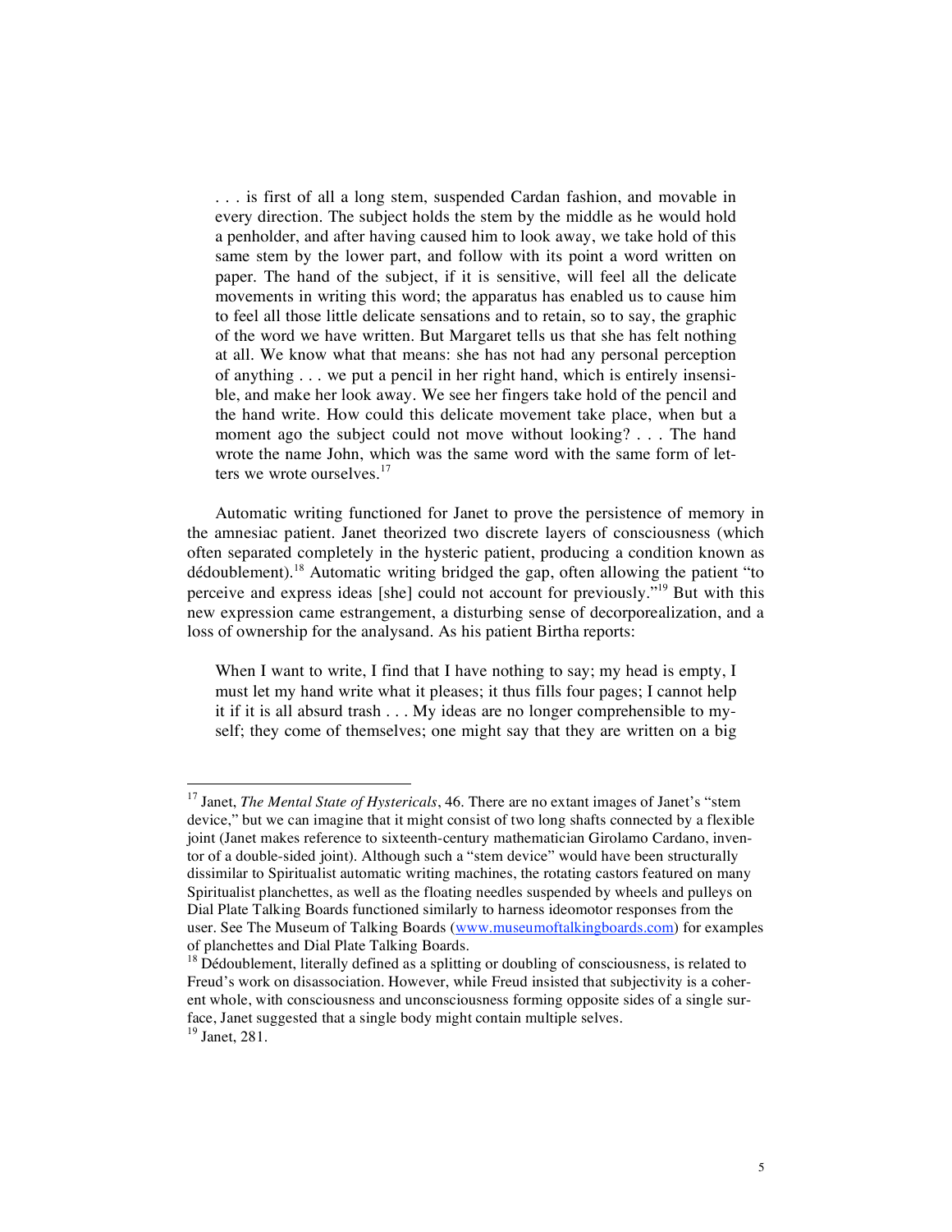> . . . is first of all a long stem, suspended Cardan fashion, and movable in every direction. The subject holds the stem by the middle as he would hold a penholder, and after having caused him to look away, we take hold of this same stem by the lower part, and follow with its point a word written on paper. The hand of the subject, if it is sensitive, will feel all the delicate movements in writing this word; the apparatus has enabled us to cause him to feel all those little delicate sensations and to retain, so to say, the graphic of the word we have written. But Margaret tells us that she has felt nothing at all. We know what that means: she has not had any personal perception of anything . . . we put a pencil in her right hand, which is entirely insensible, and make her look away. We see her fingers take hold of the pencil and the hand write. How could this delicate movement take place, when but a moment ago the subject could not move without looking? . . . The hand wrote the name John, which was the same word with the same form of letters we wrote ourselves.[17]

Automatic writing functioned for Janet to prove the persistence of memory in the amnesiac patient. Janet theorized two discrete layers of consciousness (which often separated completely in the hysteric patient, producing a condition known as dédoublement).[18] Automatic writing bridged the gap, often allowing the patient "to perceive and express ideas [she] could not account for previously."[19] But with this new expression came estrangement, a disturbing sense of decorporealization, and a loss of ownership for the analysand. As his patient Birtha reports:

> When I want to write, I find that I have nothing to say; my head is empty, I must let my hand write what it pleases; it thus fills four pages; I cannot help it if it is all absurd trash . . . My ideas are no longer comprehensible to myself; they come of themselves; one might say that they are written on a big

---

[17] Janet, *The Mental State of Hystericals*, 46. There are no extant images of Janet's "stem device," but we can imagine that it might consist of two long shafts connected by a flexible joint (Janet makes reference to sixteenth-century mathematician Girolamo Cardano, inventor of a double-sided joint). Although such a "stem device" would have been structurally dissimilar to Spiritualist automatic writing machines, the rotating castors featured on many Spiritualist planchettes, as well as the floating needles suspended by wheels and pulleys on Dial Plate Talking Boards functioned similarly to harness ideomotor responses from the user. See The Museum of Talking Boards (www.museumoftalkingboards.com) for examples of planchettes and Dial Plate Talking Boards.

[18] Dédoublement, literally defined as a splitting or doubling of consciousness, is related to Freud's work on disassociation. However, while Freud insisted that subjectivity is a coherent whole, with consciousness and unconsciousness forming opposite sides of a single surface, Janet suggested that a single body might contain multiple selves.

[19] Janet, 281.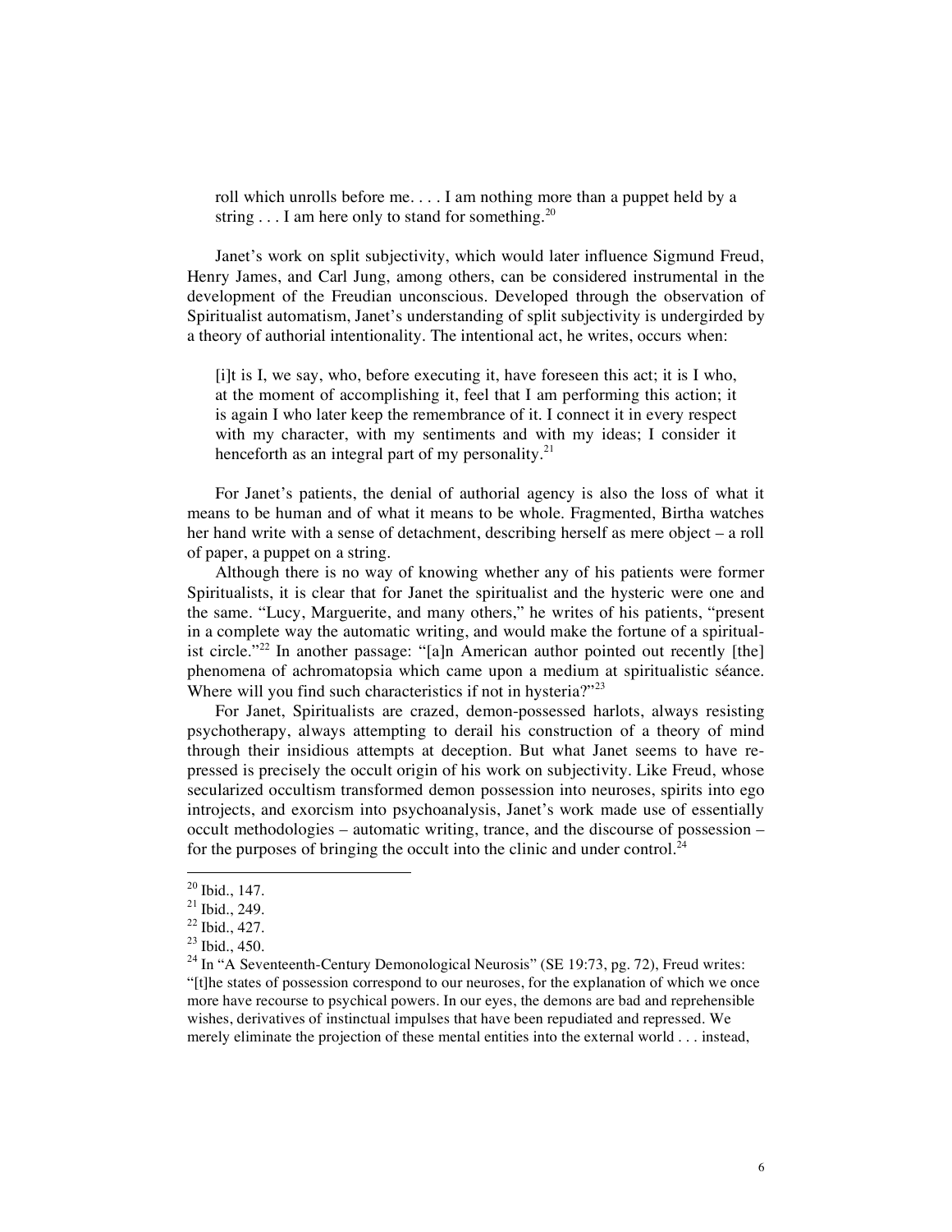> roll which unrolls before me. . . . I am nothing more than a puppet held by a string . . . I am here only to stand for something.[20]

Janet's work on split subjectivity, which would later influence Sigmund Freud, Henry James, and Carl Jung, among others, can be considered instrumental in the development of the Freudian unconscious. Developed through the observation of Spiritualist automatism, Janet's understanding of split subjectivity is undergirded by a theory of authorial intentionality. The intentional act, he writes, occurs when:

> [i]t is I, we say, who, before executing it, have foreseen this act; it is I who, at the moment of accomplishing it, feel that I am performing this action; it is again I who later keep the remembrance of it. I connect it in every respect with my character, with my sentiments and with my ideas; I consider it henceforth as an integral part of my personality.[21]

For Janet's patients, the denial of authorial agency is also the loss of what it means to be human and of what it means to be whole. Fragmented, Birtha watches her hand write with a sense of detachment, describing herself as mere object – a roll of paper, a puppet on a string.

Although there is no way of knowing whether any of his patients were former Spiritualists, it is clear that for Janet the spiritualist and the hysteric were one and the same. "Lucy, Marguerite, and many others," he writes of his patients, "present in a complete way the automatic writing, and would make the fortune of a spiritualist circle."[22] In another passage: "[a]n American author pointed out recently [the] phenomena of achromatopsia which came upon a medium at spiritualistic séance. Where will you find such characteristics if not in hysteria?"[23]

For Janet, Spiritualists are crazed, demon-possessed harlots, always resisting psychotherapy, always attempting to derail his construction of a theory of mind through their insidious attempts at deception. But what Janet seems to have repressed is precisely the occult origin of his work on subjectivity. Like Freud, whose secularized occultism transformed demon possession into neuroses, spirits into ego introjects, and exorcism into psychoanalysis, Janet's work made use of essentially occult methodologies – automatic writing, trance, and the discourse of possession – for the purposes of bringing the occult into the clinic and under control.[24]

---

[20] Ibid., 147.

[21] Ibid., 249.

[22] Ibid., 427.

[23] Ibid., 450.

[24] In "A Seventeenth-Century Demonological Neurosis" (SE 19:73, pg. 72), Freud writes: "[t]he states of possession correspond to our neuroses, for the explanation of which we once more have recourse to psychical powers. In our eyes, the demons are bad and reprehensible wishes, derivatives of instinctual impulses that have been repudiated and repressed. We merely eliminate the projection of these mental entities into the external world . . . instead,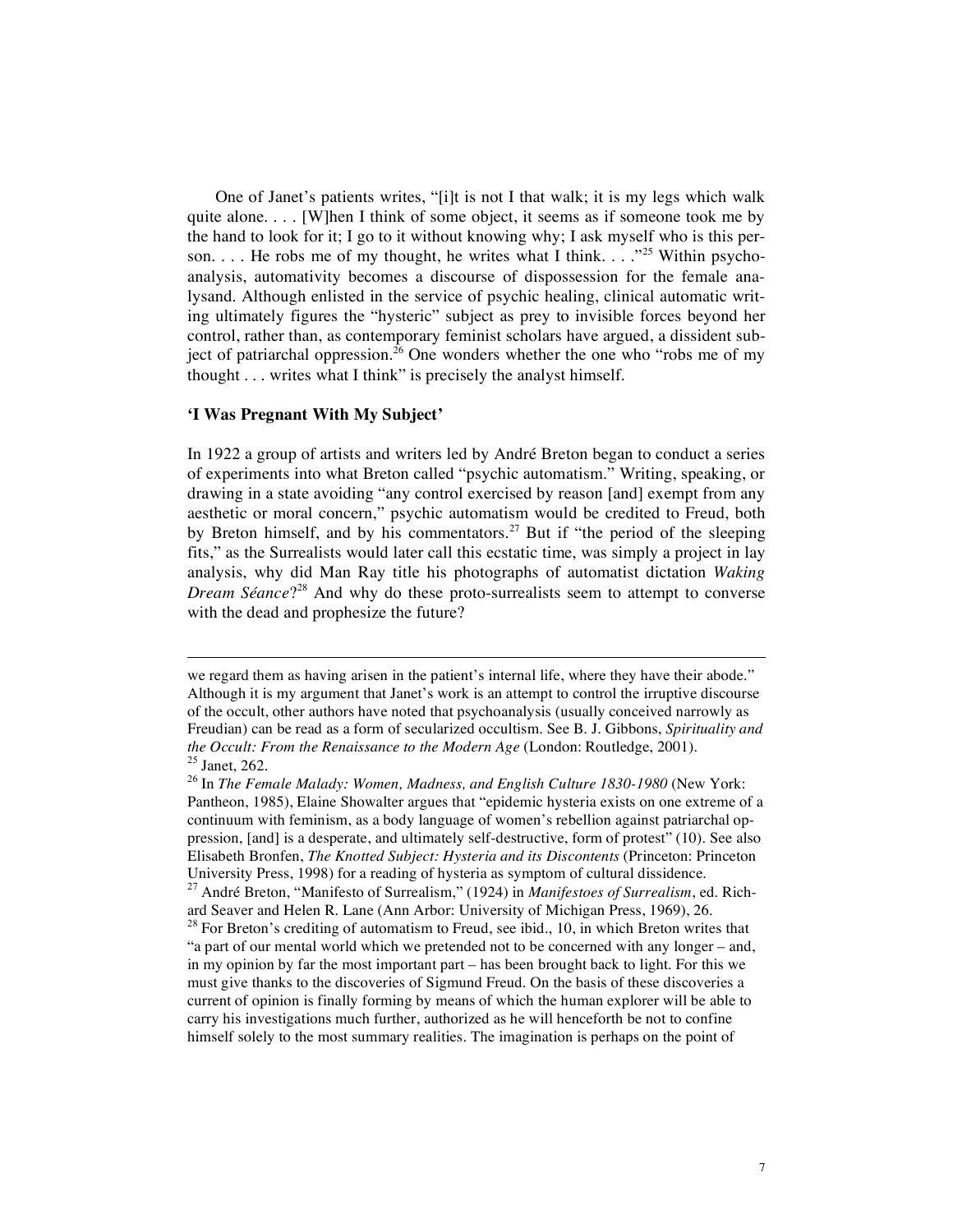One of Janet's patients writes, "[i]t is not I that walk; it is my legs which walk quite alone. . . . [W]hen I think of some object, it seems as if someone took me by the hand to look for it; I go to it without knowing why; I ask myself who is this person. . . . He robs me of my thought, he writes what I think. . . ."[25] Within psychoanalysis, automativity becomes a discourse of dispossession for the female analysand. Although enlisted in the service of psychic healing, clinical automatic writing ultimately figures the "hysteric" subject as prey to invisible forces beyond her control, rather than, as contemporary feminist scholars have argued, a dissident subject of patriarchal oppression.[26] One wonders whether the one who "robs me of my thought . . . writes what I think" is precisely the analyst himself.

### 'I Was Pregnant With My Subject'

In 1922 a group of artists and writers led by André Breton began to conduct a series of experiments into what Breton called "psychic automatism." Writing, speaking, or drawing in a state avoiding "any control exercised by reason [and] exempt from any aesthetic or moral concern," psychic automatism would be credited to Freud, both by Breton himself, and by his commentators.[27] But if "the period of the sleeping fits," as the Surrealists would later call this ecstatic time, was simply a project in lay analysis, why did Man Ray title his photographs of automatist dictation *Waking Dream Séance*?[28] And why do these proto-surrealists seem to attempt to converse with the dead and prophesize the future?

---

we regard them as having arisen in the patient's internal life, where they have their abode." Although it is my argument that Janet's work is an attempt to control the irruptive discourse of the occult, other authors have noted that psychoanalysis (usually conceived narrowly as Freudian) can be read as a form of secularized occultism. See B. J. Gibbons, *Spirituality and the Occult: From the Renaissance to the Modern Age* (London: Routledge, 2001).

[25] Janet, 262.

[26] In *The Female Malady: Women, Madness, and English Culture 1830-1980* (New York: Pantheon, 1985), Elaine Showalter argues that "epidemic hysteria exists on one extreme of a continuum with feminism, as a body language of women's rebellion against patriarchal oppression, [and] is a desperate, and ultimately self-destructive, form of protest" (10). See also Elisabeth Bronfen, *The Knotted Subject: Hysteria and its Discontents* (Princeton: Princeton University Press, 1998) for a reading of hysteria as symptom of cultural dissidence.

[27] André Breton, "Manifesto of Surrealism," (1924) in *Manifestoes of Surrealism*, ed. Richard Seaver and Helen R. Lane (Ann Arbor: University of Michigan Press, 1969), 26.

[28] For Breton's crediting of automatism to Freud, see ibid., 10, in which Breton writes that "a part of our mental world which we pretended not to be concerned with any longer – and, in my opinion by far the most important part – has been brought back to light. For this we must give thanks to the discoveries of Sigmund Freud. On the basis of these discoveries a current of opinion is finally forming by means of which the human explorer will be able to carry his investigations much further, authorized as he will henceforth be not to confine himself solely to the most summary realities. The imagination is perhaps on the point of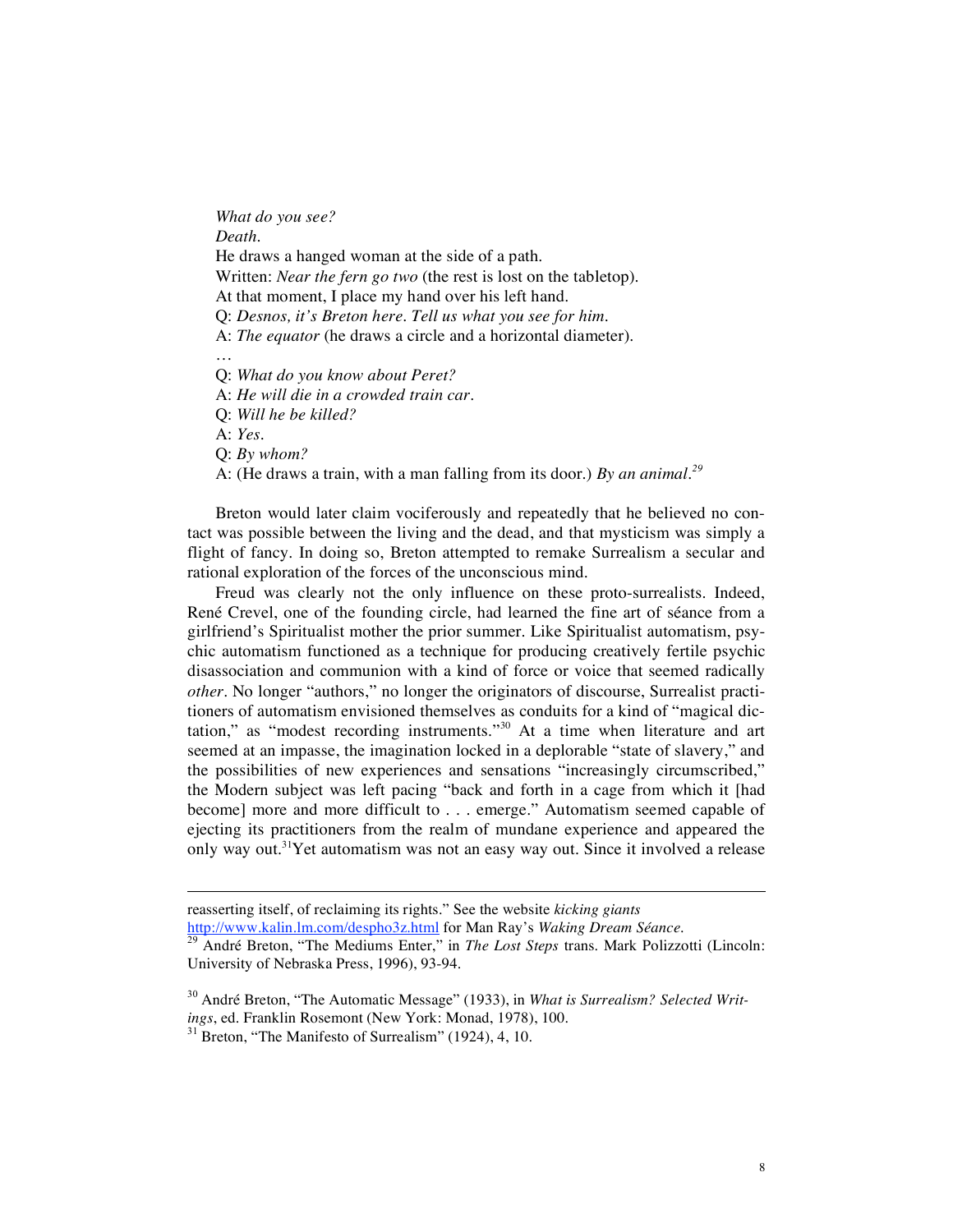*What do you see?*
*Death.*
He draws a hanged woman at the side of a path.
Written: *Near the fern go two* (the rest is lost on the tabletop).
At that moment, I place my hand over his left hand.
Q: *Desnos, it's Breton here. Tell us what you see for him.*
A: *The equator* (he draws a circle and a horizontal diameter).
…
Q: *What do you know about Peret?*
A: *He will die in a crowded train car.*
Q: *Will he be killed?*
A: *Yes.*
Q: *By whom?*
A: (He draws a train, with a man falling from its door.) *By an animal.*[29]

Breton would later claim vociferously and repeatedly that he believed no contact was possible between the living and the dead, and that mysticism was simply a flight of fancy. In doing so, Breton attempted to remake Surrealism a secular and rational exploration of the forces of the unconscious mind.

Freud was clearly not the only influence on these proto-surrealists. Indeed, René Crevel, one of the founding circle, had learned the fine art of séance from a girlfriend's Spiritualist mother the prior summer. Like Spiritualist automatism, psychic automatism functioned as a technique for producing creatively fertile psychic disassociation and communion with a kind of force or voice that seemed radically *other*. No longer "authors," no longer the originators of discourse, Surrealist practitioners of automatism envisioned themselves as conduits for a kind of "magical dictation," as "modest recording instruments."[30] At a time when literature and art seemed at an impasse, the imagination locked in a deplorable "state of slavery," and the possibilities of new experiences and sensations "increasingly circumscribed," the Modern subject was left pacing "back and forth in a cage from which it [had become] more and more difficult to . . . emerge." Automatism seemed capable of ejecting its practitioners from the realm of mundane experience and appeared the only way out.[31]Yet automatism was not an easy way out. Since it involved a release

---

reasserting itself, of reclaiming its rights." See the website *kicking giants* http://www.kalin.lm.com/despho3z.html for Man Ray's *Waking Dream Séance*.

[29] André Breton, "The Mediums Enter," in *The Lost Steps* trans. Mark Polizzotti (Lincoln: University of Nebraska Press, 1996), 93-94.

[30] André Breton, "The Automatic Message" (1933), in *What is Surrealism? Selected Writings*, ed. Franklin Rosemont (New York: Monad, 1978), 100.

[31] Breton, "The Manifesto of Surrealism" (1924), 4, 10.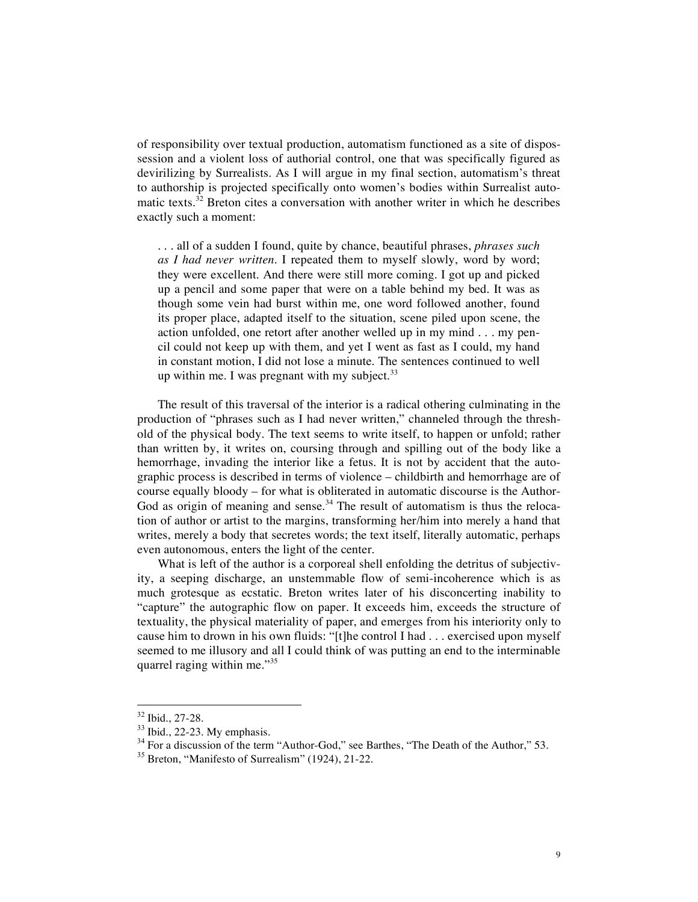of responsibility over textual production, automatism functioned as a site of dispossession and a violent loss of authorial control, one that was specifically figured as devirilizing by Surrealists. As I will argue in my final section, automatism's threat to authorship is projected specifically onto women's bodies within Surrealist automatic texts.[32] Breton cites a conversation with another writer in which he describes exactly such a moment:

> . . . all of a sudden I found, quite by chance, beautiful phrases, *phrases such as I had never written*. I repeated them to myself slowly, word by word; they were excellent. And there were still more coming. I got up and picked up a pencil and some paper that were on a table behind my bed. It was as though some vein had burst within me, one word followed another, found its proper place, adapted itself to the situation, scene piled upon scene, the action unfolded, one retort after another welled up in my mind . . . my pencil could not keep up with them, and yet I went as fast as I could, my hand in constant motion, I did not lose a minute. The sentences continued to well up within me. I was pregnant with my subject.[33]

The result of this traversal of the interior is a radical othering culminating in the production of "phrases such as I had never written," channeled through the threshold of the physical body. The text seems to write itself, to happen or unfold; rather than written by, it writes on, coursing through and spilling out of the body like a hemorrhage, invading the interior like a fetus. It is not by accident that the autographic process is described in terms of violence – childbirth and hemorrhage are of course equally bloody – for what is obliterated in automatic discourse is the Author-God as origin of meaning and sense.[34] The result of automatism is thus the relocation of author or artist to the margins, transforming her/him into merely a hand that writes, merely a body that secretes words; the text itself, literally automatic, perhaps even autonomous, enters the light of the center.

What is left of the author is a corporeal shell enfolding the detritus of subjectivity, a seeping discharge, an unstemmable flow of semi-incoherence which is as much grotesque as ecstatic. Breton writes later of his disconcerting inability to "capture" the autographic flow on paper. It exceeds him, exceeds the structure of textuality, the physical materiality of paper, and emerges from his interiority only to cause him to drown in his own fluids: "[t]he control I had . . . exercised upon myself seemed to me illusory and all I could think of was putting an end to the interminable quarrel raging within me."[35]

---

[32] Ibid., 27-28.

[33] Ibid., 22-23. My emphasis.

[34] For a discussion of the term "Author-God," see Barthes, "The Death of the Author," 53.

[35] Breton, "Manifesto of Surrealism" (1924), 21-22.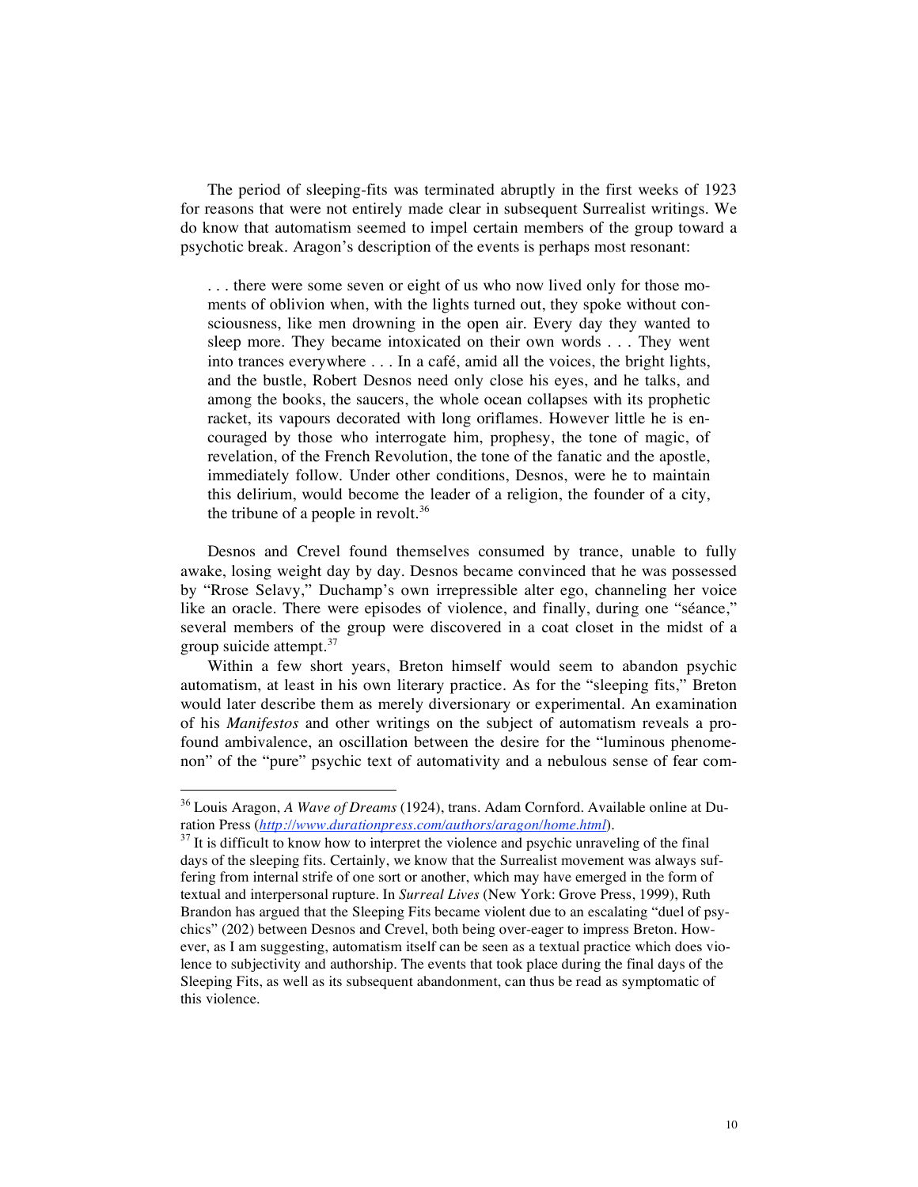The period of sleeping-fits was terminated abruptly in the first weeks of 1923 for reasons that were not entirely made clear in subsequent Surrealist writings. We do know that automatism seemed to impel certain members of the group toward a psychotic break. Aragon's description of the events is perhaps most resonant:

> . . . there were some seven or eight of us who now lived only for those moments of oblivion when, with the lights turned out, they spoke without consciousness, like men drowning in the open air. Every day they wanted to sleep more. They became intoxicated on their own words . . . They went into trances everywhere . . . In a café, amid all the voices, the bright lights, and the bustle, Robert Desnos need only close his eyes, and he talks, and among the books, the saucers, the whole ocean collapses with its prophetic racket, its vapours decorated with long oriflames. However little he is encouraged by those who interrogate him, prophesy, the tone of magic, of revelation, of the French Revolution, the tone of the fanatic and the apostle, immediately follow. Under other conditions, Desnos, were he to maintain this delirium, would become the leader of a religion, the founder of a city, the tribune of a people in revolt.[36]

Desnos and Crevel found themselves consumed by trance, unable to fully awake, losing weight day by day. Desnos became convinced that he was possessed by "Rrose Selavy," Duchamp's own irrepressible alter ego, channeling her voice like an oracle. There were episodes of violence, and finally, during one "séance," several members of the group were discovered in a coat closet in the midst of a group suicide attempt.[37]

Within a few short years, Breton himself would seem to abandon psychic automatism, at least in his own literary practice. As for the "sleeping fits," Breton would later describe them as merely diversionary or experimental. An examination of his *Manifestos* and other writings on the subject of automatism reveals a profound ambivalence, an oscillation between the desire for the "luminous phenomenon" of the "pure" psychic text of automativity and a nebulous sense of fear com-

---

[36] Louis Aragon, *A Wave of Dreams* (1924), trans. Adam Cornford. Available online at Duration Press (*http://www.durationpress.com/authors/aragon/home.html*).

[37] It is difficult to know how to interpret the violence and psychic unraveling of the final days of the sleeping fits. Certainly, we know that the Surrealist movement was always suffering from internal strife of one sort or another, which may have emerged in the form of textual and interpersonal rupture. In *Surreal Lives* (New York: Grove Press, 1999), Ruth Brandon has argued that the Sleeping Fits became violent due to an escalating "duel of psychics" (202) between Desnos and Crevel, both being over-eager to impress Breton. However, as I am suggesting, automatism itself can be seen as a textual practice which does violence to subjectivity and authorship. The events that took place during the final days of the Sleeping Fits, as well as its subsequent abandonment, can thus be read as symptomatic of this violence.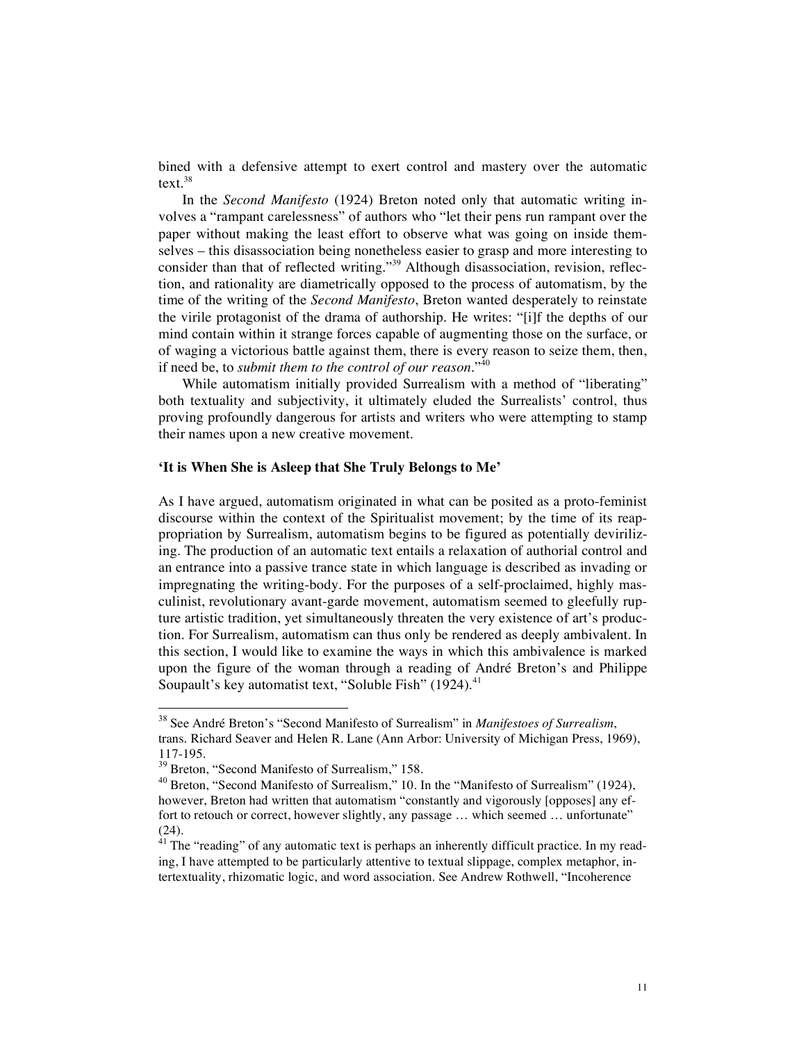bined with a defensive attempt to exert control and mastery over the automatic text.[38]

In the *Second Manifesto* (1924) Breton noted only that automatic writing involves a "rampant carelessness" of authors who "let their pens run rampant over the paper without making the least effort to observe what was going on inside themselves – this disassociation being nonetheless easier to grasp and more interesting to consider than that of reflected writing."[39] Although disassociation, revision, reflection, and rationality are diametrically opposed to the process of automatism, by the time of the writing of the *Second Manifesto*, Breton wanted desperately to reinstate the virile protagonist of the drama of authorship. He writes: "[i]f the depths of our mind contain within it strange forces capable of augmenting those on the surface, or of waging a victorious battle against them, there is every reason to seize them, then, if need be, to *submit them to the control of our reason*."[40]

While automatism initially provided Surrealism with a method of "liberating" both textuality and subjectivity, it ultimately eluded the Surrealists' control, thus proving profoundly dangerous for artists and writers who were attempting to stamp their names upon a new creative movement.

## 'It is When She is Asleep that She Truly Belongs to Me'

As I have argued, automatism originated in what can be posited as a proto-feminist discourse within the context of the Spiritualist movement; by the time of its reappropriation by Surrealism, automatism begins to be figured as potentially devirilizing. The production of an automatic text entails a relaxation of authorial control and an entrance into a passive trance state in which language is described as invading or impregnating the writing-body. For the purposes of a self-proclaimed, highly masculinist, revolutionary avant-garde movement, automatism seemed to gleefully rupture artistic tradition, yet simultaneously threaten the very existence of art's production. For Surrealism, automatism can thus only be rendered as deeply ambivalent. In this section, I would like to examine the ways in which this ambivalence is marked upon the figure of the woman through a reading of André Breton's and Philippe Soupault's key automatist text, "Soluble Fish" (1924).[41]

---

[38] See André Breton's "Second Manifesto of Surrealism" in *Manifestoes of Surrealism*, trans. Richard Seaver and Helen R. Lane (Ann Arbor: University of Michigan Press, 1969), 117-195.

[39] Breton, "Second Manifesto of Surrealism," 158.

[40] Breton, "Second Manifesto of Surrealism," 10. In the "Manifesto of Surrealism" (1924), however, Breton had written that automatism "constantly and vigorously [opposes] any effort to retouch or correct, however slightly, any passage … which seemed … unfortunate" (24).

[41] The "reading" of any automatic text is perhaps an inherently difficult practice. In my reading, I have attempted to be particularly attentive to textual slippage, complex metaphor, intertextuality, rhizomatic logic, and word association. See Andrew Rothwell, "Incoherence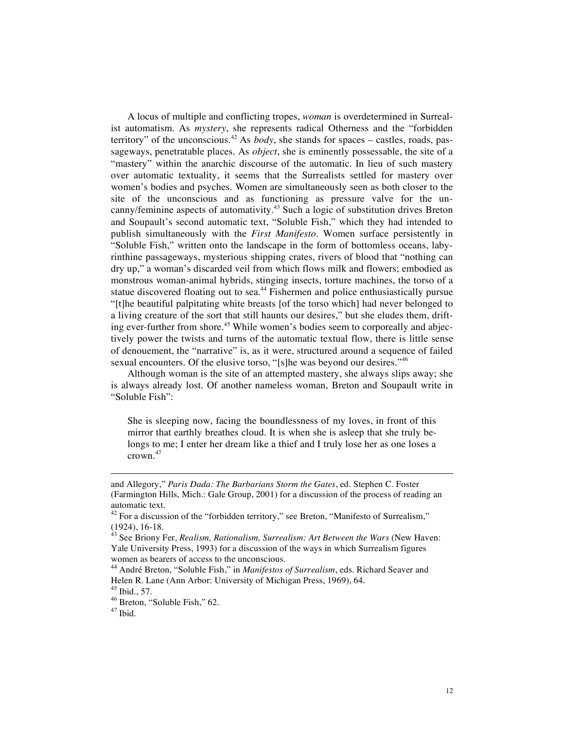A locus of multiple and conflicting tropes, *woman* is overdetermined in Surrealist automatism. As *mystery*, she represents radical Otherness and the "forbidden territory" of the unconscious.[42] As *body*, she stands for spaces – castles, roads, passageways, penetratable places. As *object*, she is eminently possessable, the site of a "mastery" within the anarchic discourse of the automatic. In lieu of such mastery over automatic textuality, it seems that the Surrealists settled for mastery over women's bodies and psyches. Women are simultaneously seen as both closer to the site of the unconscious and as functioning as pressure valve for the uncanny/feminine aspects of automativity.[43] Such a logic of substitution drives Breton and Soupault's second automatic text, "Soluble Fish," which they had intended to publish simultaneously with the *First Manifesto*. Women surface persistently in "Soluble Fish," written onto the landscape in the form of bottomless oceans, labyrinthine passageways, mysterious shipping crates, rivers of blood that "nothing can dry up," a woman's discarded veil from which flows milk and flowers; embodied as monstrous woman-animal hybrids, stinging insects, torture machines, the torso of a statue discovered floating out to sea.[44] Fishermen and police enthusiastically pursue "[t]he beautiful palpitating white breasts [of the torso which] had never belonged to a living creature of the sort that still haunts our desires," but she eludes them, drifting ever-further from shore.[45] While women's bodies seem to corporeally and abjectively power the twists and turns of the automatic textual flow, there is little sense of denouement, the "narrative" is, as it were, structured around a sequence of failed sexual encounters. Of the elusive torso, "[s]he was beyond our desires."[46]

Although woman is the site of an attempted mastery, she always slips away; she is always already lost. Of another nameless woman, Breton and Soupault write in "Soluble Fish":

> She is sleeping now, facing the boundlessness of my loves, in front of this mirror that earthly breathes cloud. It is when she is asleep that she truly belongs to me; I enter her dream like a thief and I truly lose her as one loses a crown.[47]

---

and Allegory," *Paris Dada: The Barbarians Storm the Gates*, ed. Stephen C. Foster (Farmington Hills, Mich.: Gale Group, 2001) for a discussion of the process of reading an automatic text.

[42] For a discussion of the "forbidden territory," see Breton, "Manifesto of Surrealism," (1924), 16-18.

[43] See Briony Fer, *Realism, Rationalism, Surrealism: Art Between the Wars* (New Haven: Yale University Press, 1993) for a discussion of the ways in which Surrealism figures women as bearers of access to the unconscious.

[44] André Breton, "Soluble Fish," in *Manifestos of Surrealism*, eds. Richard Seaver and Helen R. Lane (Ann Arbor: University of Michigan Press, 1969), 64.

[45] Ibid., 57.

[46] Breton, "Soluble Fish," 62.

[47] Ibid.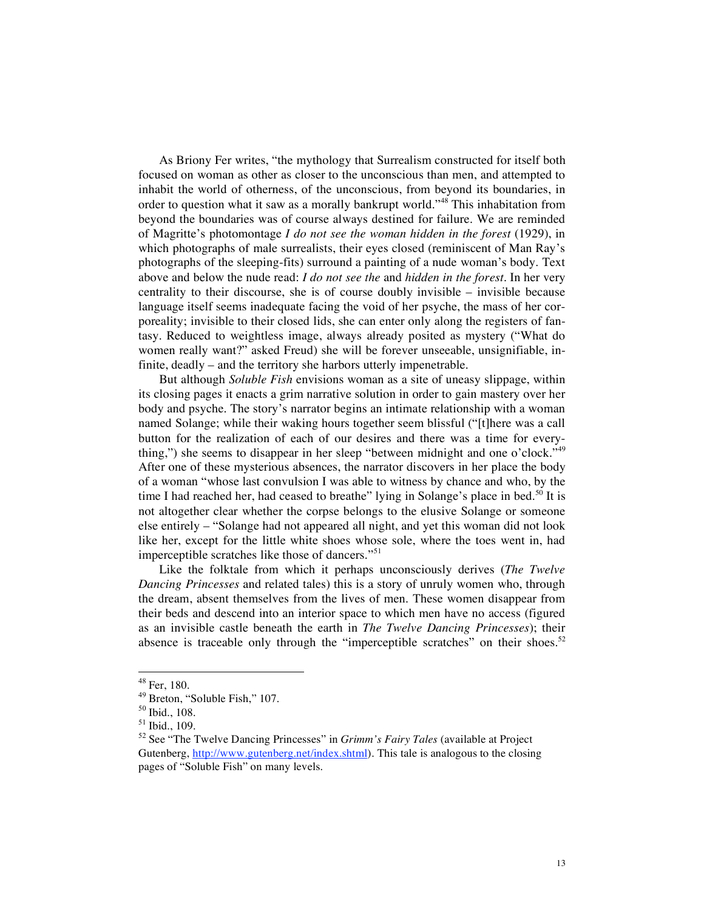As Briony Fer writes, "the mythology that Surrealism constructed for itself both focused on woman as other as closer to the unconscious than men, and attempted to inhabit the world of otherness, of the unconscious, from beyond its boundaries, in order to question what it saw as a morally bankrupt world."[48] This inhabitation from beyond the boundaries was of course always destined for failure. We are reminded of Magritte's photomontage *I do not see the woman hidden in the forest* (1929), in which photographs of male surrealists, their eyes closed (reminiscent of Man Ray's photographs of the sleeping-fits) surround a painting of a nude woman's body. Text above and below the nude read: *I do not see the* and *hidden in the forest*. In her very centrality to their discourse, she is of course doubly invisible – invisible because language itself seems inadequate facing the void of her psyche, the mass of her corporeality; invisible to their closed lids, she can enter only along the registers of fantasy. Reduced to weightless image, always already posited as mystery ("What do women really want?" asked Freud) she will be forever unseeable, unsignifiable, infinite, deadly – and the territory she harbors utterly impenetrable.

But although *Soluble Fish* envisions woman as a site of uneasy slippage, within its closing pages it enacts a grim narrative solution in order to gain mastery over her body and psyche. The story's narrator begins an intimate relationship with a woman named Solange; while their waking hours together seem blissful ("[t]here was a call button for the realization of each of our desires and there was a time for everything,") she seems to disappear in her sleep "between midnight and one o'clock."[49] After one of these mysterious absences, the narrator discovers in her place the body of a woman "whose last convulsion I was able to witness by chance and who, by the time I had reached her, had ceased to breathe" lying in Solange's place in bed.[50] It is not altogether clear whether the corpse belongs to the elusive Solange or someone else entirely – "Solange had not appeared all night, and yet this woman did not look like her, except for the little white shoes whose sole, where the toes went in, had imperceptible scratches like those of dancers."[51]

Like the folktale from which it perhaps unconsciously derives (*The Twelve Dancing Princesses* and related tales) this is a story of unruly women who, through the dream, absent themselves from the lives of men. These women disappear from their beds and descend into an interior space to which men have no access (figured as an invisible castle beneath the earth in *The Twelve Dancing Princesses*); their absence is traceable only through the "imperceptible scratches" on their shoes.[52]

---

[48] Fer, 180.

[49] Breton, "Soluble Fish," 107.

[50] Ibid., 108.

[51] Ibid., 109.

[52] See "The Twelve Dancing Princesses" in *Grimm's Fairy Tales* (available at Project Gutenberg, http://www.gutenberg.net/index.shtml). This tale is analogous to the closing pages of "Soluble Fish" on many levels.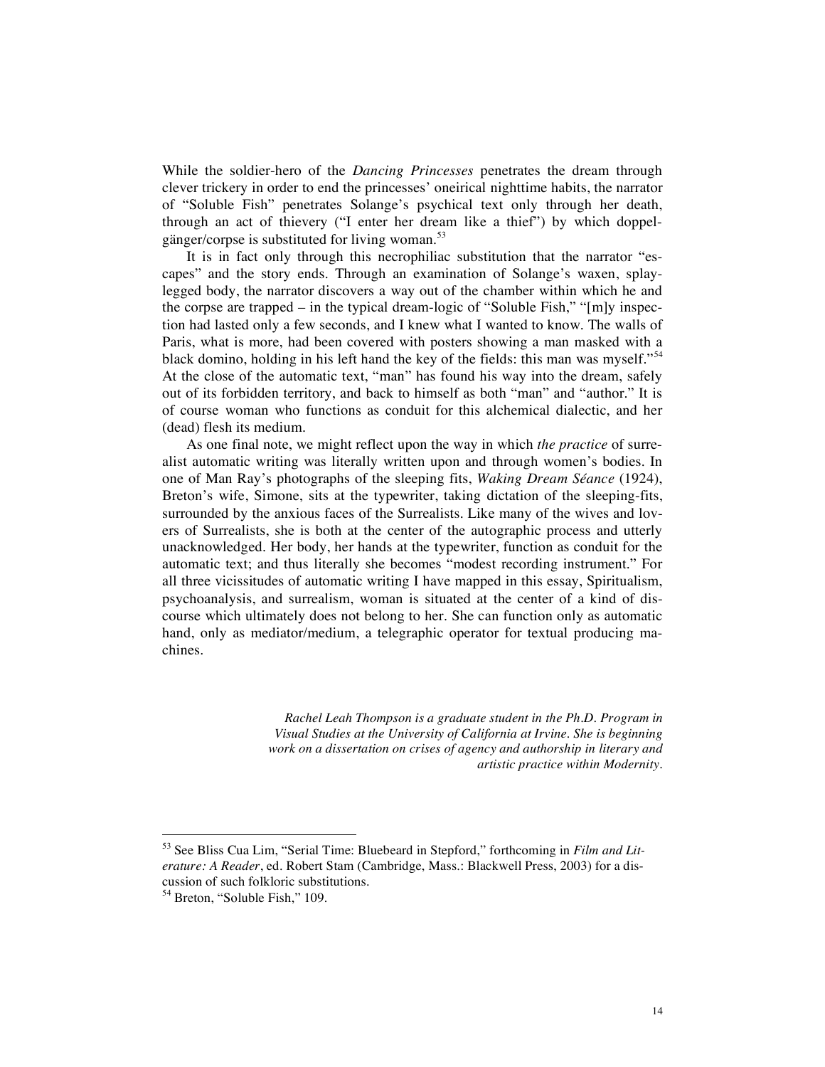While the soldier-hero of the *Dancing Princesses* penetrates the dream through clever trickery in order to end the princesses' oneirical nighttime habits, the narrator of "Soluble Fish" penetrates Solange's psychical text only through her death, through an act of thievery ("I enter her dream like a thief") by which doppelgänger/corpse is substituted for living woman.[53]

It is in fact only through this necrophiliac substitution that the narrator "escapes" and the story ends. Through an examination of Solange's waxen, splay-legged body, the narrator discovers a way out of the chamber within which he and the corpse are trapped – in the typical dream-logic of "Soluble Fish," "[m]y inspection had lasted only a few seconds, and I knew what I wanted to know. The walls of Paris, what is more, had been covered with posters showing a man masked with a black domino, holding in his left hand the key of the fields: this man was myself."[54] At the close of the automatic text, "man" has found his way into the dream, safely out of its forbidden territory, and back to himself as both "man" and "author." It is of course woman who functions as conduit for this alchemical dialectic, and her (dead) flesh its medium.

As one final note, we might reflect upon the way in which *the practice* of surrealist automatic writing was literally written upon and through women's bodies. In one of Man Ray's photographs of the sleeping fits, *Waking Dream Séance* (1924), Breton's wife, Simone, sits at the typewriter, taking dictation of the sleeping-fits, surrounded by the anxious faces of the Surrealists. Like many of the wives and lovers of Surrealists, she is both at the center of the autographic process and utterly unacknowledged. Her body, her hands at the typewriter, function as conduit for the automatic text; and thus literally she becomes "modest recording instrument." For all three vicissitudes of automatic writing I have mapped in this essay, Spiritualism, psychoanalysis, and surrealism, woman is situated at the center of a kind of discourse which ultimately does not belong to her. She can function only as automatic hand, only as mediator/medium, a telegraphic operator for textual producing machines.

*Rachel Leah Thompson is a graduate student in the Ph.D. Program in Visual Studies at the University of California at Irvine. She is beginning work on a dissertation on crises of agency and authorship in literary and artistic practice within Modernity.*

---

[53] See Bliss Cua Lim, "Serial Time: Bluebeard in Stepford," forthcoming in *Film and Literature: A Reader*, ed. Robert Stam (Cambridge, Mass.: Blackwell Press, 2003) for a discussion of such folkloric substitutions.

[54] Breton, "Soluble Fish," 109.